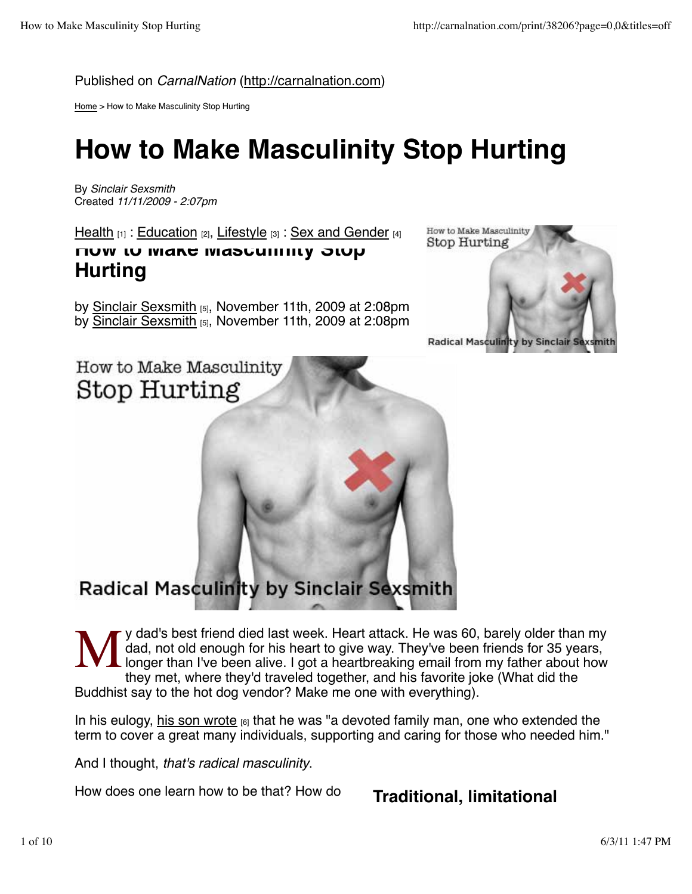Published on *CarnalNation* (http://carnalnation.com)

Home > How to Make Masculinity Stop Hurting

# How to Make Masculinity Stop Hurting

By *Sinclair Sexsmith*
Created *11/11/2009 - 2:07pm*

Health [1] : Education [2], Lifestyle [3] : Sex and Gender [4]

## How to Make Masculinity Stop Hurting

by Sinclair Sexsmith [5], November 11th, 2009 at 2:08pm
by Sinclair Sexsmith [5], November 11th, 2009 at 2:08pm

My dad's best friend died last week. Heart attack. He was 60, barely older than my dad, not old enough for his heart to give way. They've been friends for 35 years, longer than I've been alive. I got a heartbreaking email from my father about how they met, where they'd traveled together, and his favorite joke (What did the Buddhist say to the hot dog vendor? Make me one with everything).

In his eulogy, his son wrote [6] that he was "a devoted family man, one who extended the term to cover a great many individuals, supporting and caring for those who needed him."

And I thought, *that's radical masculinity*.

How does one learn how to be that? How do

## Traditional, limitational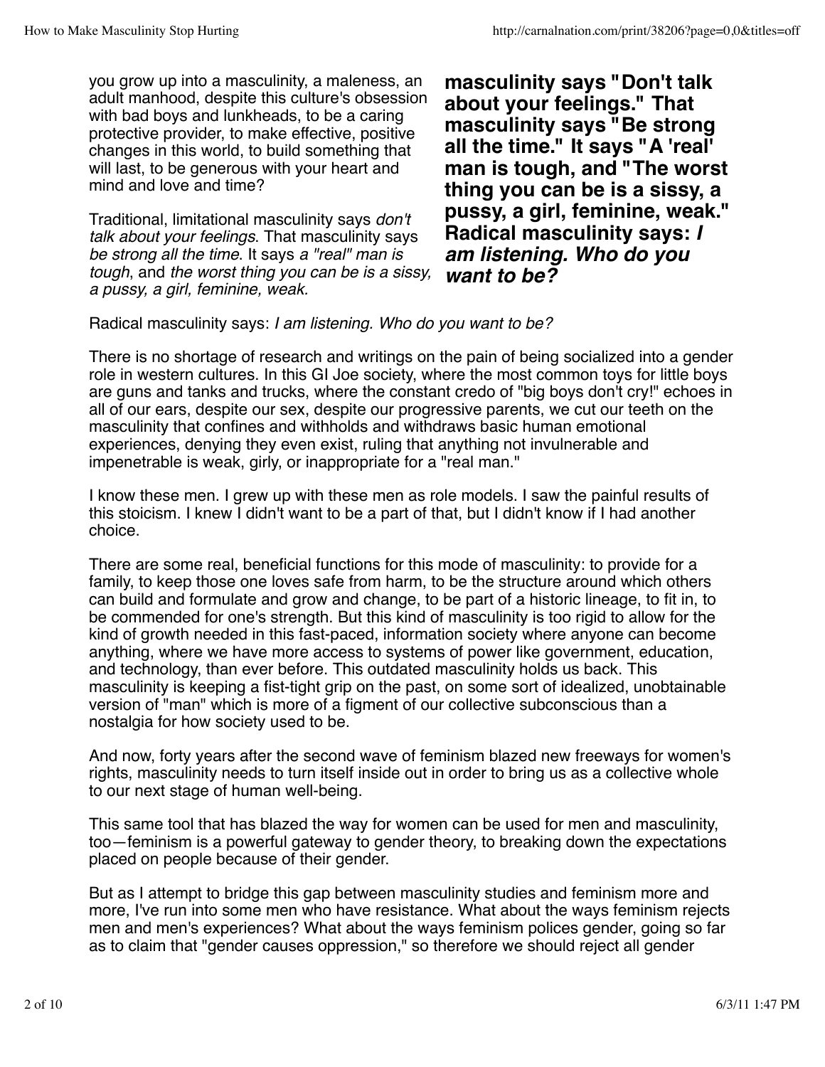you grow up into a masculinity, a maleness, an adult manhood, despite this culture's obsession with bad boys and lunkheads, to be a caring protective provider, to make effective, positive changes in this world, to build something that will last, to be generous with your heart and mind and love and time?

Traditional, limitational masculinity says *don't talk about your feelings*. That masculinity says *be strong all the time*. It says *a "real" man is tough*, and *the worst thing you can be is a sissy, a pussy, a girl, feminine, weak.*

**masculinity says "Don't talk about your feelings." That masculinity says "Be strong all the time." It says "A 'real' man is tough, and "The worst thing you can be is a sissy, a pussy, a girl, feminine, weak." Radical masculinity says: *I am listening. Who do you want to be?***

Radical masculinity says: *I am listening. Who do you want to be?*

There is no shortage of research and writings on the pain of being socialized into a gender role in western cultures. In this GI Joe society, where the most common toys for little boys are guns and tanks and trucks, where the constant credo of "big boys don't cry!" echoes in all of our ears, despite our sex, despite our progressive parents, we cut our teeth on the masculinity that confines and withholds and withdraws basic human emotional experiences, denying they even exist, ruling that anything not invulnerable and impenetrable is weak, girly, or inappropriate for a "real man."

I know these men. I grew up with these men as role models. I saw the painful results of this stoicism. I knew I didn't want to be a part of that, but I didn't know if I had another choice.

There are some real, beneficial functions for this mode of masculinity: to provide for a family, to keep those one loves safe from harm, to be the structure around which others can build and formulate and grow and change, to be part of a historic lineage, to fit in, to be commended for one's strength. But this kind of masculinity is too rigid to allow for the kind of growth needed in this fast-paced, information society where anyone can become anything, where we have more access to systems of power like government, education, and technology, than ever before. This outdated masculinity holds us back. This masculinity is keeping a fist-tight grip on the past, on some sort of idealized, unobtainable version of "man" which is more of a figment of our collective subconscious than a nostalgia for how society used to be.

And now, forty years after the second wave of feminism blazed new freeways for women's rights, masculinity needs to turn itself inside out in order to bring us as a collective whole to our next stage of human well-being.

This same tool that has blazed the way for women can be used for men and masculinity, too—feminism is a powerful gateway to gender theory, to breaking down the expectations placed on people because of their gender.

But as I attempt to bridge this gap between masculinity studies and feminism more and more, I've run into some men who have resistance. What about the ways feminism rejects men and men's experiences? What about the ways feminism polices gender, going so far as to claim that "gender causes oppression," so therefore we should reject all gender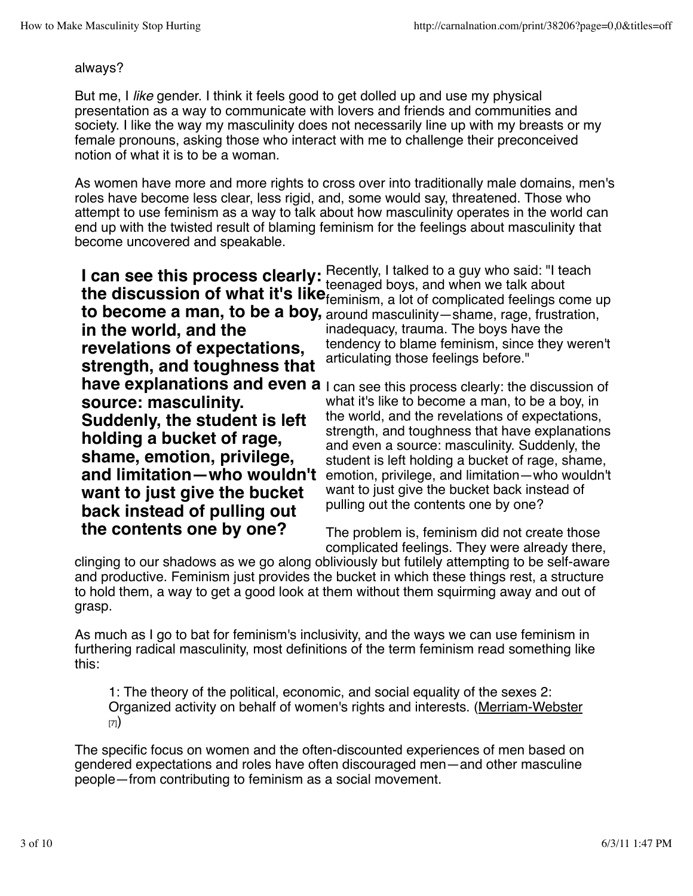always?

But me, I *like* gender. I think it feels good to get dolled up and use my physical presentation as a way to communicate with lovers and friends and communities and society. I like the way my masculinity does not necessarily line up with my breasts or my female pronouns, asking those who interact with me to challenge their preconceived notion of what it is to be a woman.

As women have more and more rights to cross over into traditionally male domains, men's roles have become less clear, less rigid, and, some would say, threatened. Those who attempt to use feminism as a way to talk about how masculinity operates in the world can end up with the twisted result of blaming feminism for the feelings about masculinity that become uncovered and speakable.

> **I can see this process clearly: the discussion of what it's like to become a man, to be a boy, in the world, and the revelations of expectations, strength, and toughness that have explanations and even a source: masculinity. Suddenly, the student is left holding a bucket of rage, shame, emotion, privilege, and limitation—who wouldn't want to just give the bucket back instead of pulling out the contents one by one?**

Recently, I talked to a guy who said: "I teach teenaged boys, and when we talk about feminism, a lot of complicated feelings come up around masculinity—shame, rage, frustration, inadequacy, trauma. The boys have the tendency to blame feminism, since they weren't articulating those feelings before."

I can see this process clearly: the discussion of what it's like to become a man, to be a boy, in the world, and the revelations of expectations, strength, and toughness that have explanations and even a source: masculinity. Suddenly, the student is left holding a bucket of rage, shame, emotion, privilege, and limitation—who wouldn't want to just give the bucket back instead of pulling out the contents one by one?

The problem is, feminism did not create those complicated feelings. They were already there, clinging to our shadows as we go along obliviously but futilely attempting to be self-aware and productive. Feminism just provides the bucket in which these things rest, a structure to hold them, a way to get a good look at them without them squirming away and out of grasp.

As much as I go to bat for feminism's inclusivity, and the ways we can use feminism in furthering radical masculinity, most definitions of the term feminism read something like this:

> 1: The theory of the political, economic, and social equality of the sexes 2: Organized activity on behalf of women's rights and interests. (Merriam-Webster [7])

The specific focus on women and the often-discounted experiences of men based on gendered expectations and roles have often discouraged men—and other masculine people—from contributing to feminism as a social movement.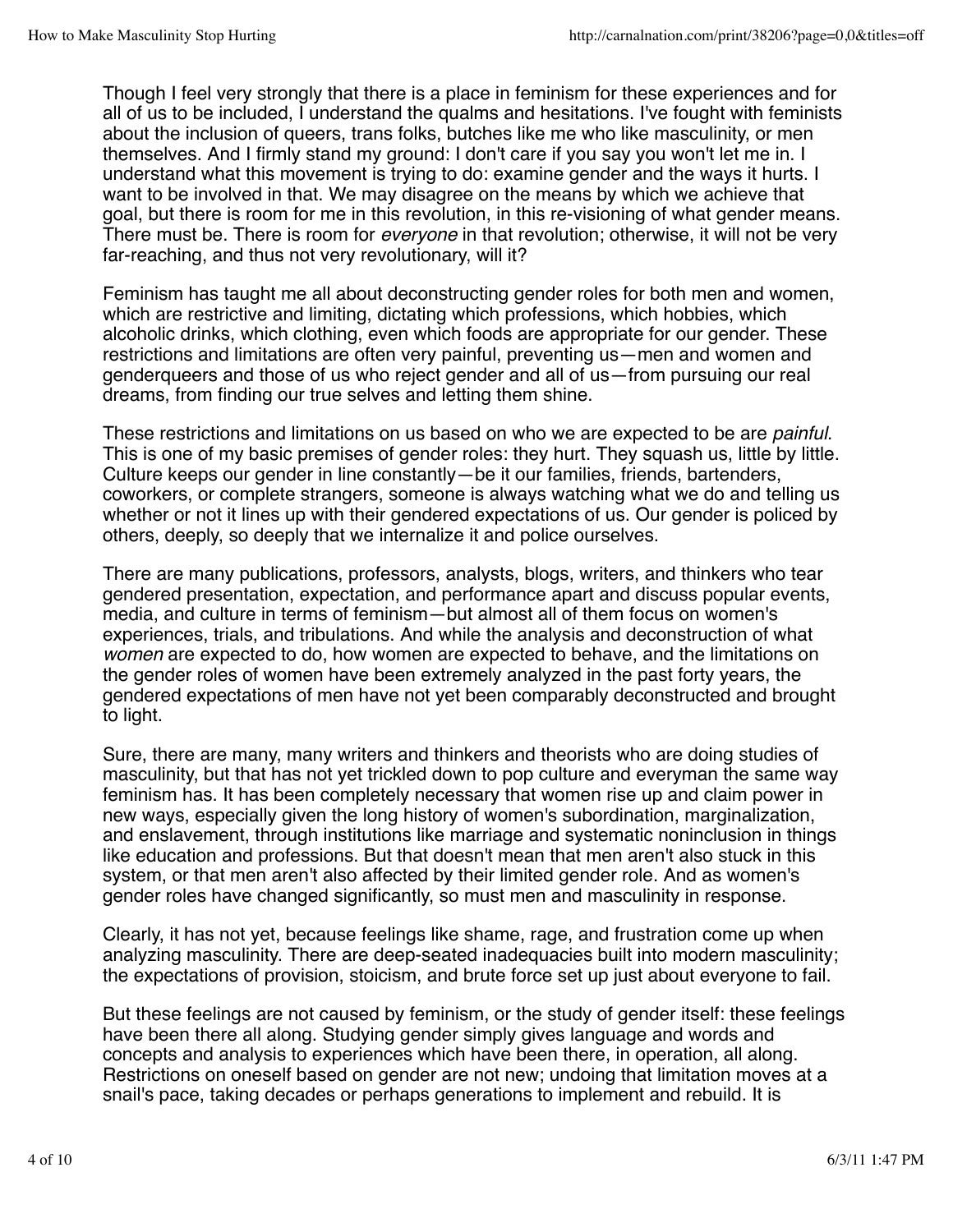Though I feel very strongly that there is a place in feminism for these experiences and for all of us to be included, I understand the qualms and hesitations. I've fought with feminists about the inclusion of queers, trans folks, butches like me who like masculinity, or men themselves. And I firmly stand my ground: I don't care if you say you won't let me in. I understand what this movement is trying to do: examine gender and the ways it hurts. I want to be involved in that. We may disagree on the means by which we achieve that goal, but there is room for me in this revolution, in this re-visioning of what gender means. There must be. There is room for *everyone* in that revolution; otherwise, it will not be very far-reaching, and thus not very revolutionary, will it?

Feminism has taught me all about deconstructing gender roles for both men and women, which are restrictive and limiting, dictating which professions, which hobbies, which alcoholic drinks, which clothing, even which foods are appropriate for our gender. These restrictions and limitations are often very painful, preventing us—men and women and genderqueers and those of us who reject gender and all of us—from pursuing our real dreams, from finding our true selves and letting them shine.

These restrictions and limitations on us based on who we are expected to be are *painful*. This is one of my basic premises of gender roles: they hurt. They squash us, little by little. Culture keeps our gender in line constantly—be it our families, friends, bartenders, coworkers, or complete strangers, someone is always watching what we do and telling us whether or not it lines up with their gendered expectations of us. Our gender is policed by others, deeply, so deeply that we internalize it and police ourselves.

There are many publications, professors, analysts, blogs, writers, and thinkers who tear gendered presentation, expectation, and performance apart and discuss popular events, media, and culture in terms of feminism—but almost all of them focus on women's experiences, trials, and tribulations. And while the analysis and deconstruction of what *women* are expected to do, how women are expected to behave, and the limitations on the gender roles of women have been extremely analyzed in the past forty years, the gendered expectations of men have not yet been comparably deconstructed and brought to light.

Sure, there are many, many writers and thinkers and theorists who are doing studies of masculinity, but that has not yet trickled down to pop culture and everyman the same way feminism has. It has been completely necessary that women rise up and claim power in new ways, especially given the long history of women's subordination, marginalization, and enslavement, through institutions like marriage and systematic noninclusion in things like education and professions. But that doesn't mean that men aren't also stuck in this system, or that men aren't also affected by their limited gender role. And as women's gender roles have changed significantly, so must men and masculinity in response.

Clearly, it has not yet, because feelings like shame, rage, and frustration come up when analyzing masculinity. There are deep-seated inadequacies built into modern masculinity; the expectations of provision, stoicism, and brute force set up just about everyone to fail.

But these feelings are not caused by feminism, or the study of gender itself: these feelings have been there all along. Studying gender simply gives language and words and concepts and analysis to experiences which have been there, in operation, all along. Restrictions on oneself based on gender are not new; undoing that limitation moves at a snail's pace, taking decades or perhaps generations to implement and rebuild. It is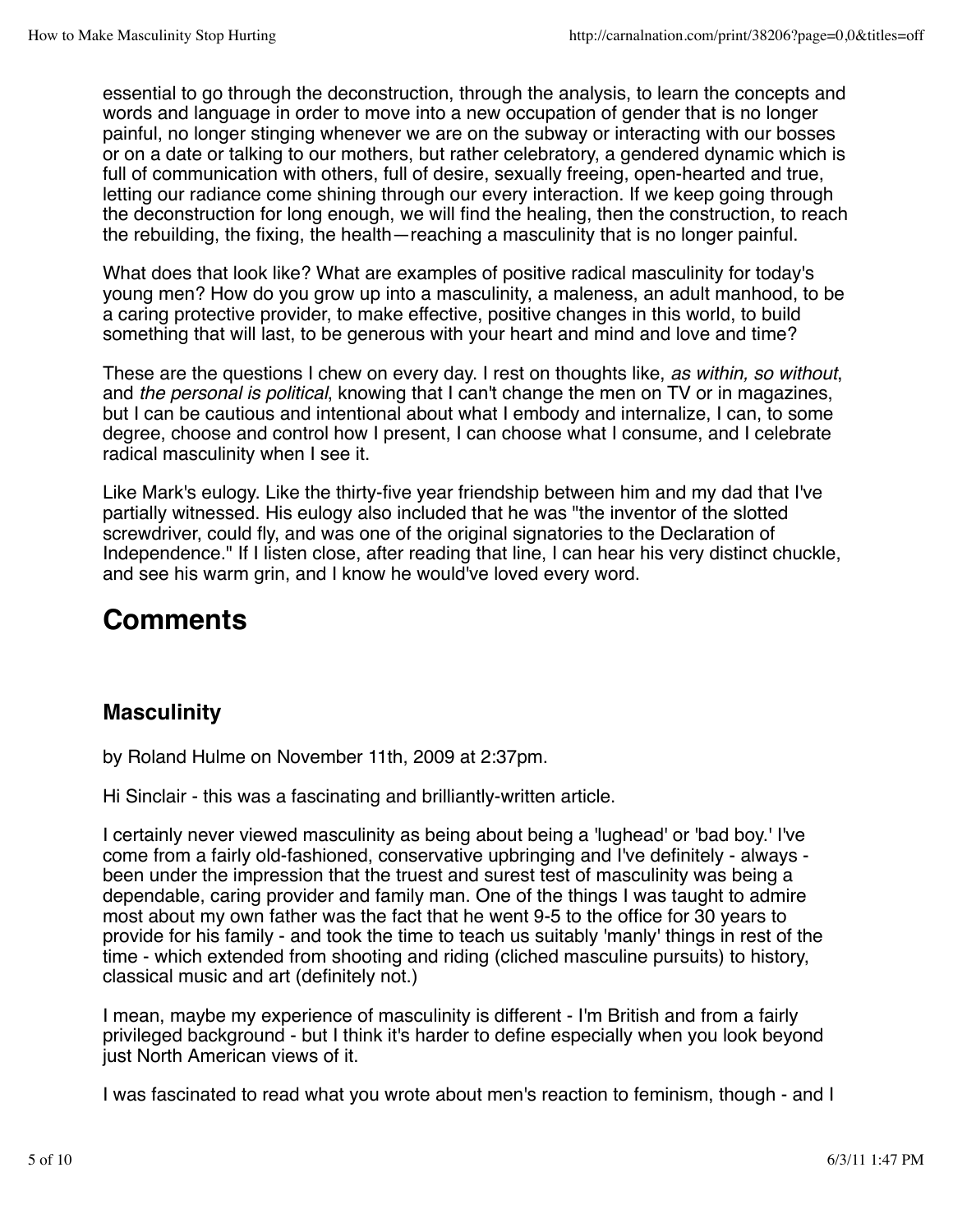essential to go through the deconstruction, through the analysis, to learn the concepts and words and language in order to move into a new occupation of gender that is no longer painful, no longer stinging whenever we are on the subway or interacting with our bosses or on a date or talking to our mothers, but rather celebratory, a gendered dynamic which is full of communication with others, full of desire, sexually freeing, open-hearted and true, letting our radiance come shining through our every interaction. If we keep going through the deconstruction for long enough, we will find the healing, then the construction, to reach the rebuilding, the fixing, the health—reaching a masculinity that is no longer painful.

What does that look like? What are examples of positive radical masculinity for today's young men? How do you grow up into a masculinity, a maleness, an adult manhood, to be a caring protective provider, to make effective, positive changes in this world, to build something that will last, to be generous with your heart and mind and love and time?

These are the questions I chew on every day. I rest on thoughts like, *as within, so without*, and *the personal is political*, knowing that I can't change the men on TV or in magazines, but I can be cautious and intentional about what I embody and internalize, I can, to some degree, choose and control how I present, I can choose what I consume, and I celebrate radical masculinity when I see it.

Like Mark's eulogy. Like the thirty-five year friendship between him and my dad that I've partially witnessed. His eulogy also included that he was "the inventor of the slotted screwdriver, could fly, and was one of the original signatories to the Declaration of Independence." If I listen close, after reading that line, I can hear his very distinct chuckle, and see his warm grin, and I know he would've loved every word.

# Comments

## Masculinity

by Roland Hulme on November 11th, 2009 at 2:37pm.

Hi Sinclair - this was a fascinating and brilliantly-written article.

I certainly never viewed masculinity as being about being a 'lughead' or 'bad boy.' I've come from a fairly old-fashioned, conservative upbringing and I've definitely - always - been under the impression that the truest and surest test of masculinity was being a dependable, caring provider and family man. One of the things I was taught to admire most about my own father was the fact that he went 9-5 to the office for 30 years to provide for his family - and took the time to teach us suitably 'manly' things in rest of the time - which extended from shooting and riding (cliched masculine pursuits) to history, classical music and art (definitely not.)

I mean, maybe my experience of masculinity is different - I'm British and from a fairly privileged background - but I think it's harder to define especially when you look beyond just North American views of it.

I was fascinated to read what you wrote about men's reaction to feminism, though - and I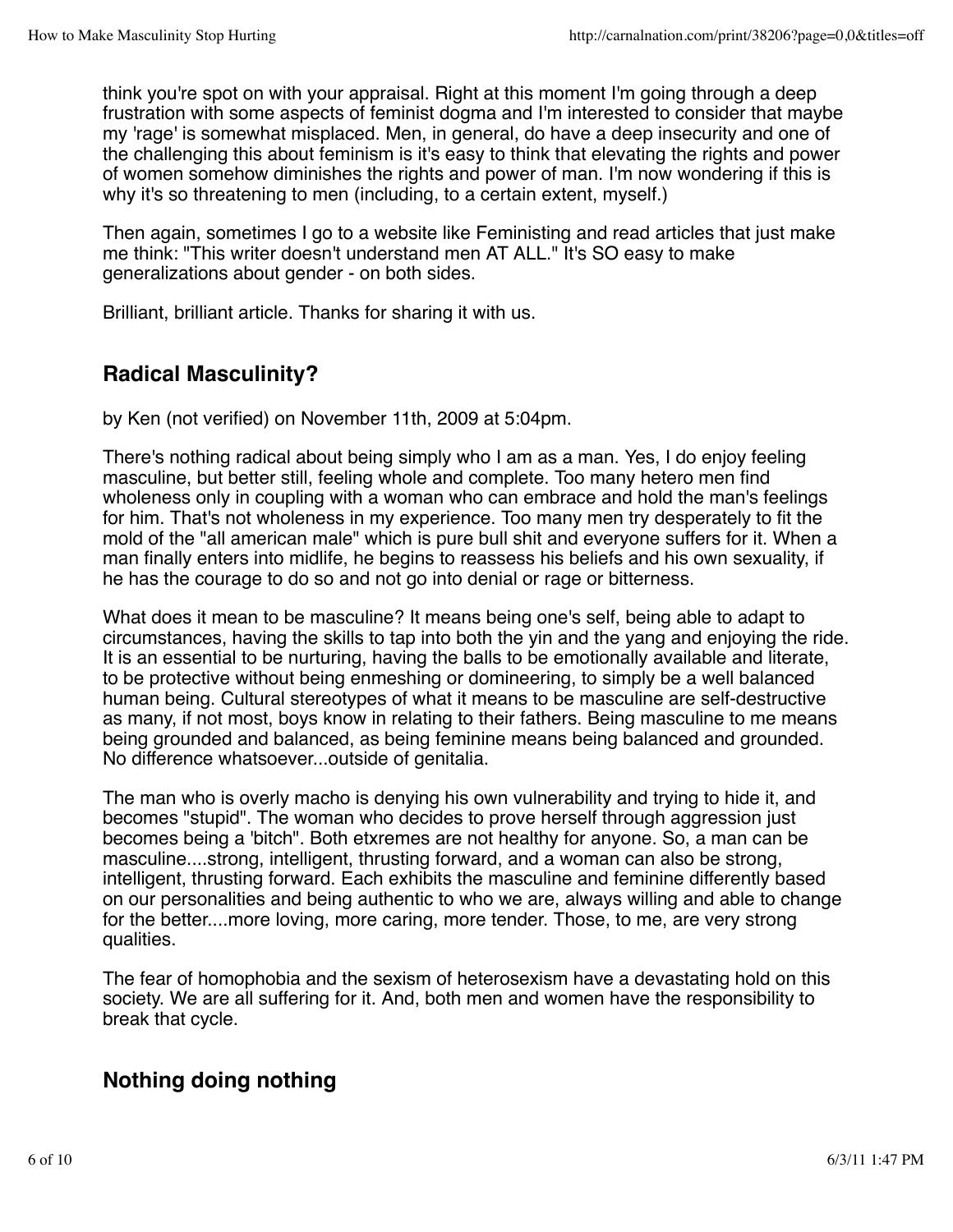think you're spot on with your appraisal. Right at this moment I'm going through a deep frustration with some aspects of feminist dogma and I'm interested to consider that maybe my 'rage' is somewhat misplaced. Men, in general, do have a deep insecurity and one of the challenging this about feminism is it's easy to think that elevating the rights and power of women somehow diminishes the rights and power of man. I'm now wondering if this is why it's so threatening to men (including, to a certain extent, myself.)

Then again, sometimes I go to a website like Feministing and read articles that just make me think: "This writer doesn't understand men AT ALL." It's SO easy to make generalizations about gender - on both sides.

Brilliant, brilliant article. Thanks for sharing it with us.

## Radical Masculinity?

by Ken (not verified) on November 11th, 2009 at 5:04pm.

There's nothing radical about being simply who I am as a man. Yes, I do enjoy feeling masculine, but better still, feeling whole and complete. Too many hetero men find wholeness only in coupling with a woman who can embrace and hold the man's feelings for him. That's not wholeness in my experience. Too many men try desperately to fit the mold of the "all american male" which is pure bull shit and everyone suffers for it. When a man finally enters into midlife, he begins to reassess his beliefs and his own sexuality, if he has the courage to do so and not go into denial or rage or bitterness.

What does it mean to be masculine? It means being one's self, being able to adapt to circumstances, having the skills to tap into both the yin and the yang and enjoying the ride. It is an essential to be nurturing, having the balls to be emotionally available and literate, to be protective without being enmeshing or domineering, to simply be a well balanced human being. Cultural stereotypes of what it means to be masculine are self-destructive as many, if not most, boys know in relating to their fathers. Being masculine to me means being grounded and balanced, as being feminine means being balanced and grounded. No difference whatsoever...outside of genitalia.

The man who is overly macho is denying his own vulnerability and trying to hide it, and becomes "stupid". The woman who decides to prove herself through aggression just becomes being a 'bitch". Both etxremes are not healthy for anyone. So, a man can be masculine....strong, intelligent, thrusting forward, and a woman can also be strong, intelligent, thrusting forward. Each exhibits the masculine and feminine differently based on our personalities and being authentic to who we are, always willing and able to change for the better....more loving, more caring, more tender. Those, to me, are very strong qualities.

The fear of homophobia and the sexism of heterosexism have a devastating hold on this society. We are all suffering for it. And, both men and women have the responsibility to break that cycle.

## Nothing doing nothing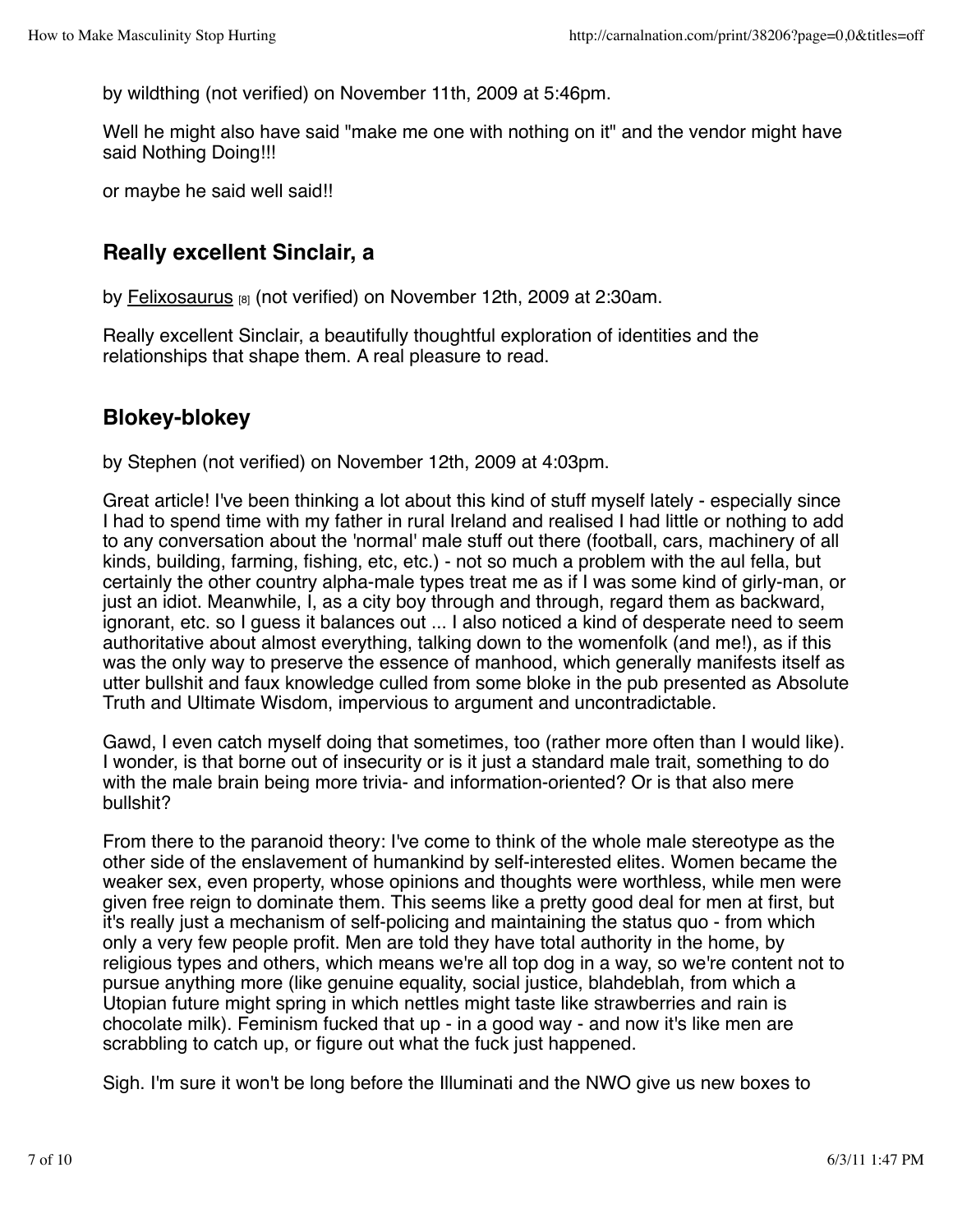by wildthing (not verified) on November 11th, 2009 at 5:46pm.

Well he might also have said "make me one with nothing on it" and the vendor might have said Nothing Doing!!!

or maybe he said well said!!

## Really excellent Sinclair, a

by Felixosaurus [8] (not verified) on November 12th, 2009 at 2:30am.

Really excellent Sinclair, a beautifully thoughtful exploration of identities and the relationships that shape them. A real pleasure to read.

## Blokey-blokey

by Stephen (not verified) on November 12th, 2009 at 4:03pm.

Great article! I've been thinking a lot about this kind of stuff myself lately - especially since I had to spend time with my father in rural Ireland and realised I had little or nothing to add to any conversation about the 'normal' male stuff out there (football, cars, machinery of all kinds, building, farming, fishing, etc, etc.) - not so much a problem with the aul fella, but certainly the other country alpha-male types treat me as if I was some kind of girly-man, or just an idiot. Meanwhile, I, as a city boy through and through, regard them as backward, ignorant, etc. so I guess it balances out ... I also noticed a kind of desperate need to seem authoritative about almost everything, talking down to the womenfolk (and me!), as if this was the only way to preserve the essence of manhood, which generally manifests itself as utter bullshit and faux knowledge culled from some bloke in the pub presented as Absolute Truth and Ultimate Wisdom, impervious to argument and uncontradictable.

Gawd, I even catch myself doing that sometimes, too (rather more often than I would like). I wonder, is that borne out of insecurity or is it just a standard male trait, something to do with the male brain being more trivia- and information-oriented? Or is that also mere bullshit?

From there to the paranoid theory: I've come to think of the whole male stereotype as the other side of the enslavement of humankind by self-interested elites. Women became the weaker sex, even property, whose opinions and thoughts were worthless, while men were given free reign to dominate them. This seems like a pretty good deal for men at first, but it's really just a mechanism of self-policing and maintaining the status quo - from which only a very few people profit. Men are told they have total authority in the home, by religious types and others, which means we're all top dog in a way, so we're content not to pursue anything more (like genuine equality, social justice, blahdeblah, from which a Utopian future might spring in which nettles might taste like strawberries and rain is chocolate milk). Feminism fucked that up - in a good way - and now it's like men are scrabbling to catch up, or figure out what the fuck just happened.

Sigh. I'm sure it won't be long before the Illuminati and the NWO give us new boxes to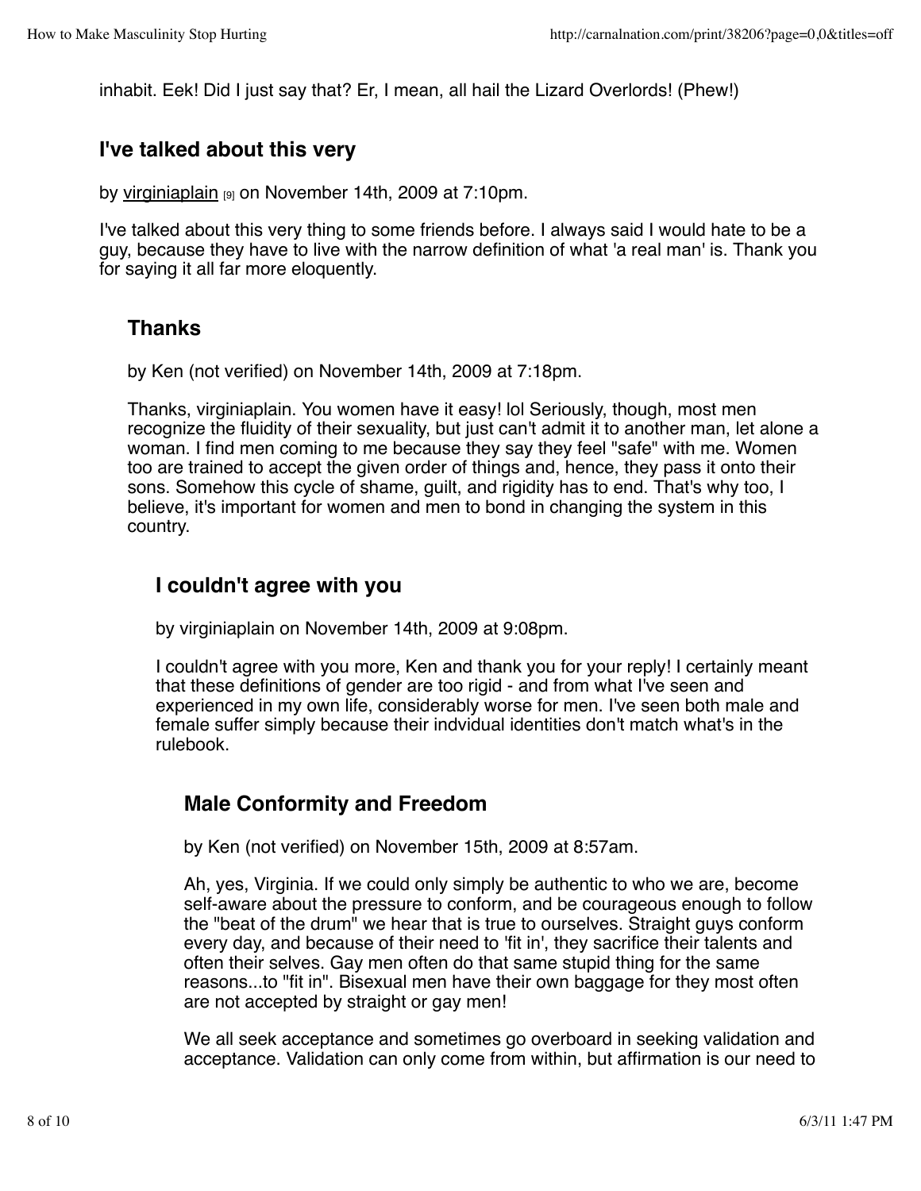inhabit. Eek! Did I just say that? Er, I mean, all hail the Lizard Overlords! (Phew!)

### I've talked about this very

by virginiaplain [9] on November 14th, 2009 at 7:10pm.

I've talked about this very thing to some friends before. I always said I would hate to be a guy, because they have to live with the narrow definition of what 'a real man' is. Thank you for saying it all far more eloquently.

### Thanks

by Ken (not verified) on November 14th, 2009 at 7:18pm.

Thanks, virginiaplain. You women have it easy! lol Seriously, though, most men recognize the fluidity of their sexuality, but just can't admit it to another man, let alone a woman. I find men coming to me because they say they feel "safe" with me. Women too are trained to accept the given order of things and, hence, they pass it onto their sons. Somehow this cycle of shame, guilt, and rigidity has to end. That's why too, I believe, it's important for women and men to bond in changing the system in this country.

### I couldn't agree with you

by virginiaplain on November 14th, 2009 at 9:08pm.

I couldn't agree with you more, Ken and thank you for your reply! I certainly meant that these definitions of gender are too rigid - and from what I've seen and experienced in my own life, considerably worse for men. I've seen both male and female suffer simply because their indvidual identities don't match what's in the rulebook.

### Male Conformity and Freedom

by Ken (not verified) on November 15th, 2009 at 8:57am.

Ah, yes, Virginia. If we could only simply be authentic to who we are, become self-aware about the pressure to conform, and be courageous enough to follow the "beat of the drum" we hear that is true to ourselves. Straight guys conform every day, and because of their need to 'fit in', they sacrifice their talents and often their selves. Gay men often do that same stupid thing for the same reasons...to "fit in". Bisexual men have their own baggage for they most often are not accepted by straight or gay men!

We all seek acceptance and sometimes go overboard in seeking validation and acceptance. Validation can only come from within, but affirmation is our need to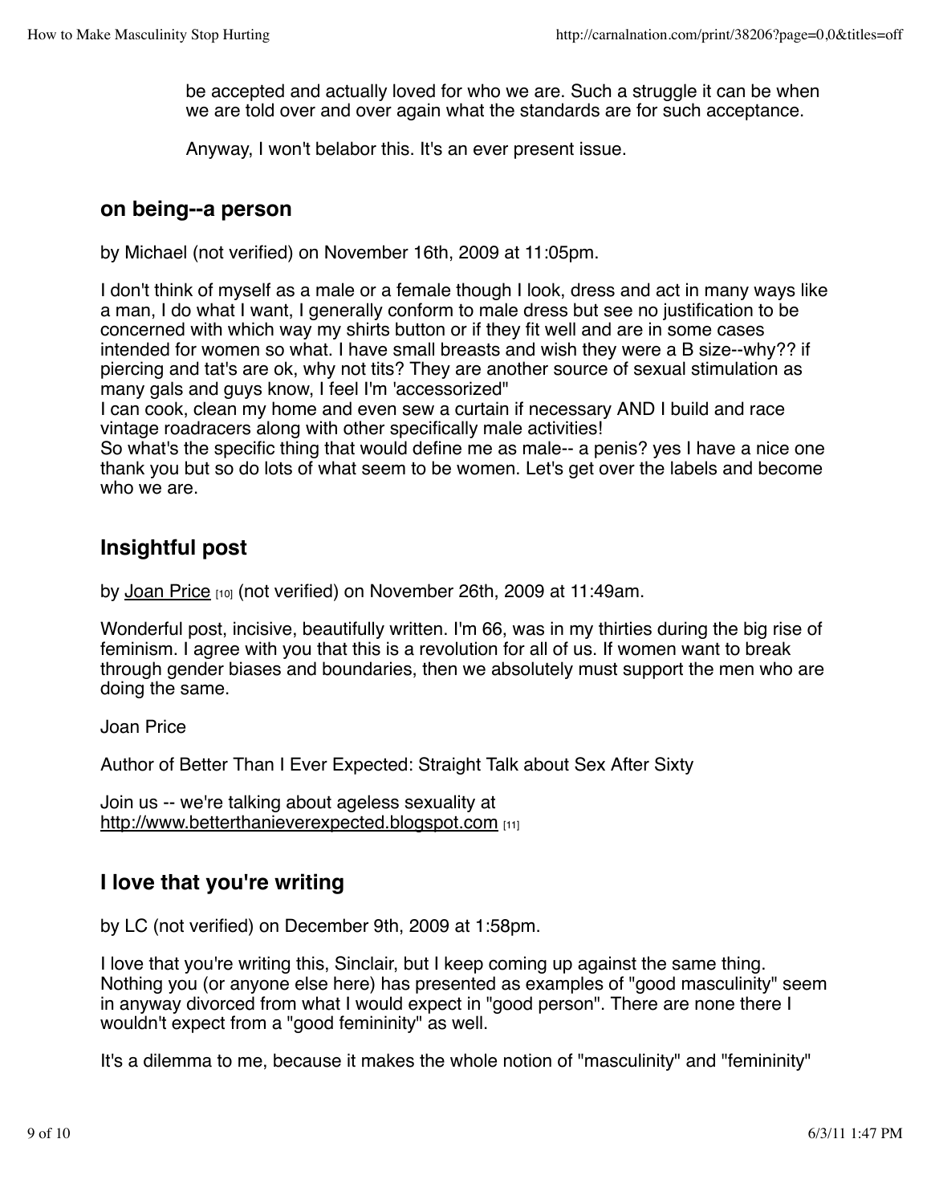be accepted and actually loved for who we are. Such a struggle it can be when we are told over and over again what the standards are for such acceptance.

Anyway, I won't belabor this. It's an ever present issue.

## on being--a person

by Michael (not verified) on November 16th, 2009 at 11:05pm.

I don't think of myself as a male or a female though I look, dress and act in many ways like a man, I do what I want, I generally conform to male dress but see no justification to be concerned with which way my shirts button or if they fit well and are in some cases intended for women so what. I have small breasts and wish they were a B size--why?? if piercing and tat's are ok, why not tits? They are another source of sexual stimulation as many gals and guys know, I feel I'm 'accessorized"
I can cook, clean my home and even sew a curtain if necessary AND I build and race vintage roadracers along with other specifically male activities!
So what's the specific thing that would define me as male-- a penis? yes I have a nice one thank you but so do lots of what seem to be women. Let's get over the labels and become who we are.

## Insightful post

by Joan Price [10] (not verified) on November 26th, 2009 at 11:49am.

Wonderful post, incisive, beautifully written. I'm 66, was in my thirties during the big rise of feminism. I agree with you that this is a revolution for all of us. If women want to break through gender biases and boundaries, then we absolutely must support the men who are doing the same.

Joan Price

Author of Better Than I Ever Expected: Straight Talk about Sex After Sixty

Join us -- we're talking about ageless sexuality at http://www.betterthanieverexpected.blogspot.com [11]

## I love that you're writing

by LC (not verified) on December 9th, 2009 at 1:58pm.

I love that you're writing this, Sinclair, but I keep coming up against the same thing. Nothing you (or anyone else here) has presented as examples of "good masculinity" seem in anyway divorced from what I would expect in "good person". There are none there I wouldn't expect from a "good femininity" as well.

It's a dilemma to me, because it makes the whole notion of "masculinity" and "femininity"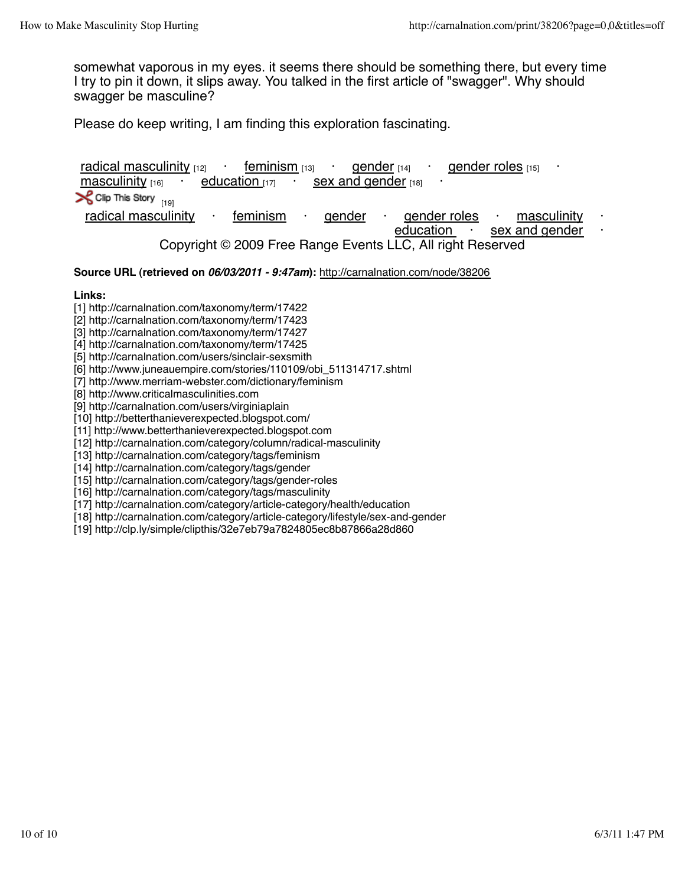somewhat vaporous in my eyes. it seems there should be something there, but every time I try to pin it down, it slips away. You talked in the first article of "swagger". Why should swagger be masculine?

Please do keep writing, I am finding this exploration fascinating.

radical masculinity [12] · feminism [13] · gender [14] · gender roles [15] · masculinity [16] · education [17] · sex and gender [18] ·

Clip This Story [19]

radical masculinity · feminism · gender · gender roles · masculinity · education · sex and gender ·

Copyright © 2009 Free Range Events LLC, All right Reserved

**Source URL (retrieved on *06/03/2011 - 9:47am*):** http://carnalnation.com/node/38206

**Links:**

[1] http://carnalnation.com/taxonomy/term/17422
[2] http://carnalnation.com/taxonomy/term/17423
[3] http://carnalnation.com/taxonomy/term/17427
[4] http://carnalnation.com/taxonomy/term/17425
[5] http://carnalnation.com/users/sinclair-sexsmith
[6] http://www.juneauempire.com/stories/110109/obi_511314717.shtml
[7] http://www.merriam-webster.com/dictionary/feminism
[8] http://www.criticalmasculinities.com
[9] http://carnalnation.com/users/virginiaplain
[10] http://betterthanieverexpected.blogspot.com/
[11] http://www.betterthanieverexpected.blogspot.com
[12] http://carnalnation.com/category/column/radical-masculinity
[13] http://carnalnation.com/category/tags/feminism
[14] http://carnalnation.com/category/tags/gender
[15] http://carnalnation.com/category/tags/gender-roles
[16] http://carnalnation.com/category/tags/masculinity
[17] http://carnalnation.com/category/article-category/health/education
[18] http://carnalnation.com/category/article-category/lifestyle/sex-and-gender
[19] http://clp.ly/simple/clipthis/32e7eb79a7824805ec8b87866a28d860